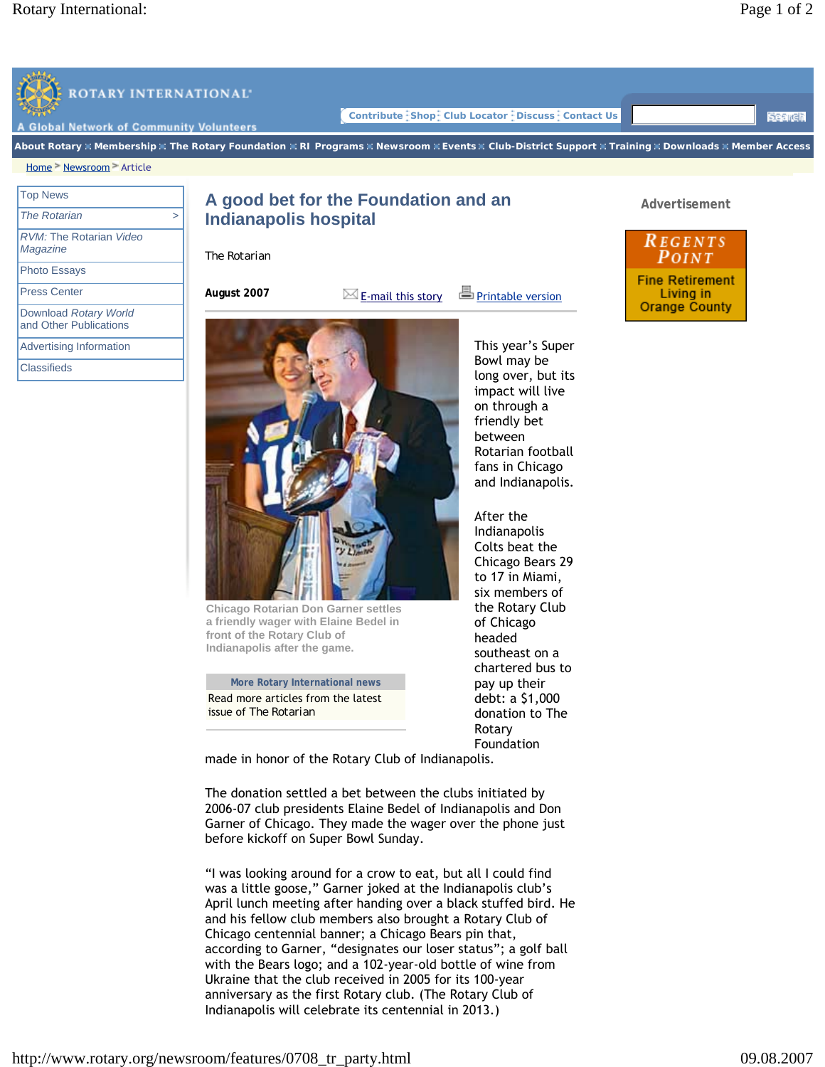# A good bet for the Foundation and an Indianapolis hospital

The Rotarian

**August 2007**

Chicago Rotarian Don Garner settles a friendly wager with Elaine Bedel in front of the Rotary Club of Indianapolis after the game.

This year's Super Bowl may be long over, but its impact will live on through a friendly bet between Rotarian football fans in Chicago and Indianapolis.

After the Indianapolis Colts beat the Chicago Bears 29 to 17 in Miami, six members of the Rotary Club of Chicago headed southeast on a chartered bus to pay up their debt: a $1,000 donation to The Rotary Foundation made in honor of the Rotary Club of Indianapolis.

The donation settled a bet between the clubs initiated by 2006-07 club presidents Elaine Bedel of Indianapolis and Don Garner of Chicago. They made the wager over the phone just before kickoff on Super Bowl Sunday.

"I was looking around for a crow to eat, but all I could find was a little goose," Garner joked at the Indianapolis club's April lunch meeting after handing over a black stuffed bird. He and his fellow club members also brought a Rotary Club of Chicago centennial banner; a Chicago Bears pin that, according to Garner, "designates our loser status"; a golf ball with the Bears logo; and a 102-year-old bottle of wine from Ukraine that the club received in 2005 for its 100-year anniversary as the first Rotary club. (The Rotary Club of Indianapolis will celebrate its centennial in 2013.)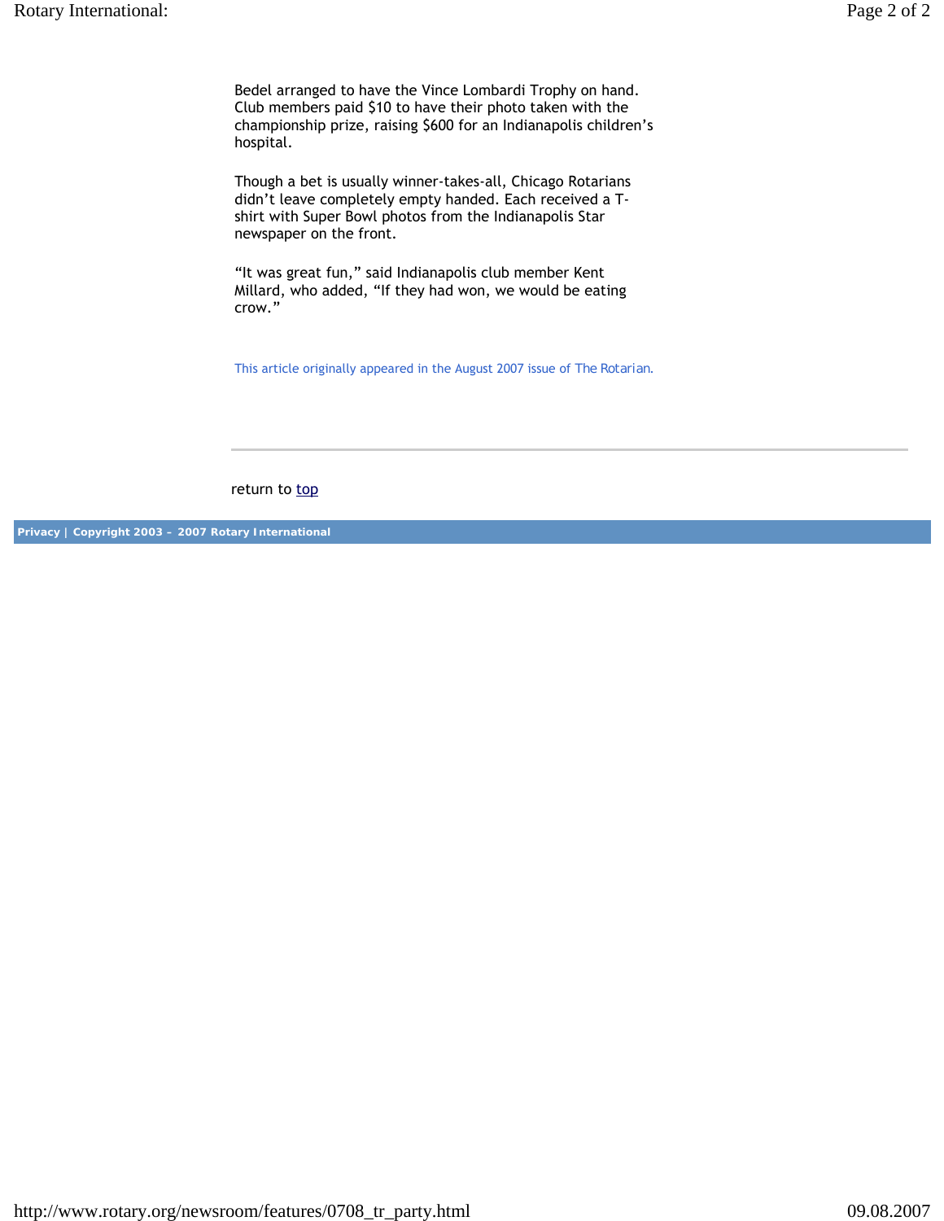Bedel arranged to have the Vince Lombardi Trophy on hand. Club members paid $10 to have their photo taken with the championship prize, raising $600 for an Indianapolis children's hospital.

Though a bet is usually winner-takes-all, Chicago Rotarians didn't leave completely empty handed. Each received a T-shirt with Super Bowl photos from the Indianapolis Star newspaper on the front.

"It was great fun," said Indianapolis club member Kent Millard, who added, "If they had won, we would be eating crow."

This article originally appeared in the August 2007 issue of The Rotarian.

---

return to top

**Privacy | Copyright 2003 – 2007 Rotary International**